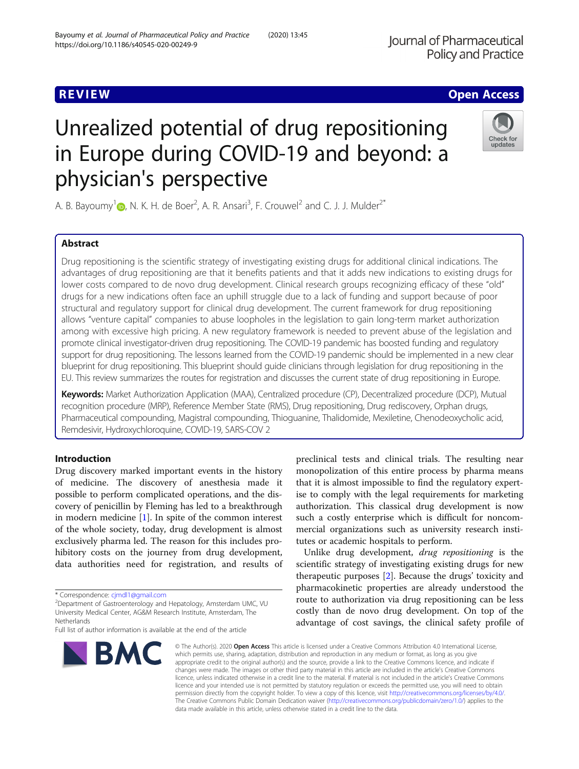REVIEW

Open Access

# Unrealized potential of drug repositioning in Europe during COVID-19 and beyond: a physician's perspective

A. B. Bayoumy[1], N. K. H. de Boer[2], A. R. Ansari[3], F. Crouwel[2] and C. J. J. Mulder[2*]

## Abstract

Drug repositioning is the scientific strategy of investigating existing drugs for additional clinical indications. The advantages of drug repositioning are that it benefits patients and that it adds new indications to existing drugs for lower costs compared to de novo drug development. Clinical research groups recognizing efficacy of these "old" drugs for a new indications often face an uphill struggle due to a lack of funding and support because of poor structural and regulatory support for clinical drug development. The current framework for drug repositioning allows "venture capital" companies to abuse loopholes in the legislation to gain long-term market authorization among with excessive high pricing. A new regulatory framework is needed to prevent abuse of the legislation and promote clinical investigator-driven drug repositioning. The COVID-19 pandemic has boosted funding and regulatory support for drug repositioning. The lessons learned from the COVID-19 pandemic should be implemented in a new clear blueprint for drug repositioning. This blueprint should guide clinicians through legislation for drug repositioning in the EU. This review summarizes the routes for registration and discusses the current state of drug repositioning in Europe.

**Keywords:** Market Authorization Application (MAA), Centralized procedure (CP), Decentralized procedure (DCP), Mutual recognition procedure (MRP), Reference Member State (RMS), Drug repositioning, Drug rediscovery, Orphan drugs, Pharmaceutical compounding, Magistral compounding, Thioguanine, Thalidomide, Mexiletine, Chenodeoxycholic acid, Remdesivir, Hydroxychloroquine, COVID-19, SARS-COV 2

## Introduction

Drug discovery marked important events in the history of medicine. The discovery of anesthesia made it possible to perform complicated operations, and the discovery of penicillin by Fleming has led to a breakthrough in modern medicine [1]. In spite of the common interest of the whole society, today, drug development is almost exclusively pharma led. The reason for this includes prohibitory costs on the journey from drug development, data authorities need for registration, and results of preclinical tests and clinical trials. The resulting near monopolization of this entire process by pharma means that it is almost impossible to find the regulatory expertise to comply with the legal requirements for marketing authorization. This classical drug development is now such a costly enterprise which is difficult for noncommercial organizations such as university research institutes or academic hospitals to perform.

Unlike drug development, *drug repositioning* is the scientific strategy of investigating existing drugs for new therapeutic purposes [2]. Because the drugs' toxicity and pharmacokinetic properties are already understood the route to authorization via drug repositioning can be less costly than de novo drug development. On top of the advantage of cost savings, the clinical safety profile of

\* Correspondence: cjmdl1@gmail.com
[2]Department of Gastroenterology and Hepatology, Amsterdam UMC, VU University Medical Center, AG&M Research Institute, Amsterdam, The Netherlands
Full list of author information is available at the end of the article

© The Author(s). 2020 **Open Access** This article is licensed under a Creative Commons Attribution 4.0 International License, which permits use, sharing, adaptation, distribution and reproduction in any medium or format, as long as you give appropriate credit to the original author(s) and the source, provide a link to the Creative Commons licence, and indicate if changes were made. The images or other third party material in this article are included in the article's Creative Commons licence, unless indicated otherwise in a credit line to the material. If material is not included in the article's Creative Commons licence and your intended use is not permitted by statutory regulation or exceeds the permitted use, you will need to obtain permission directly from the copyright holder. To view a copy of this licence, visit http://creativecommons.org/licenses/by/4.0/. The Creative Commons Public Domain Dedication waiver (http://creativecommons.org/publicdomain/zero/1.0/) applies to the data made available in this article, unless otherwise stated in a credit line to the data.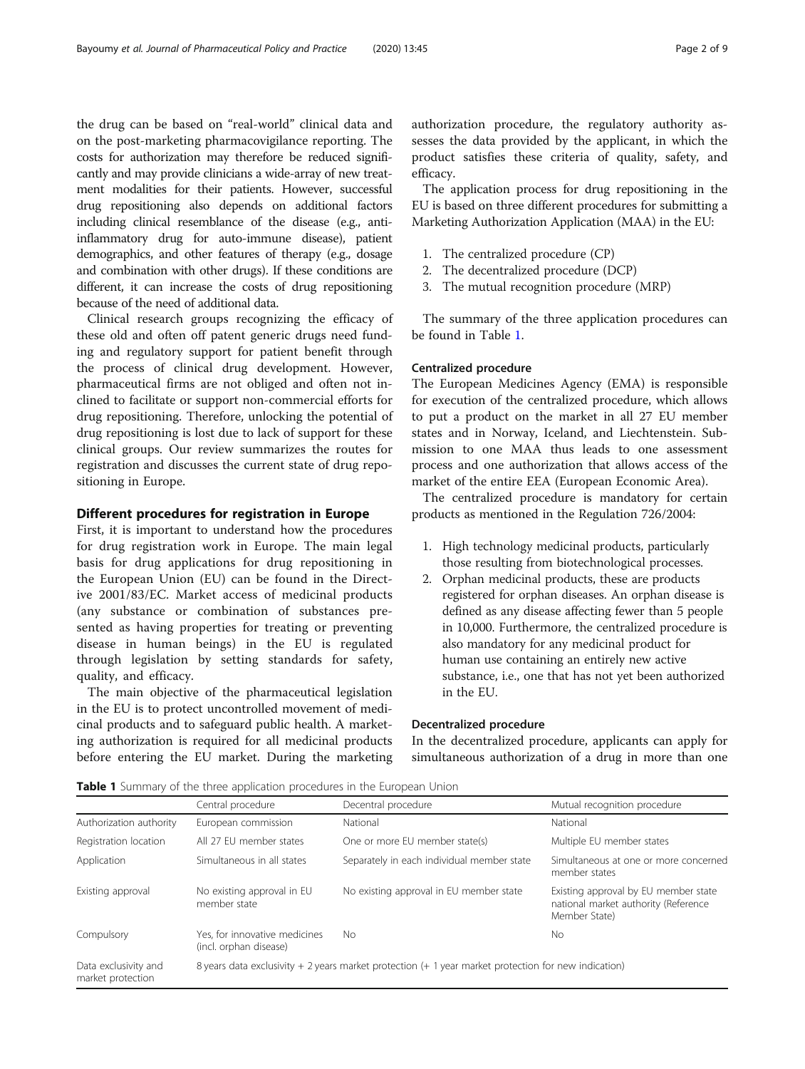the drug can be based on "real-world" clinical data and on the post-marketing pharmacovigilance reporting. The costs for authorization may therefore be reduced significantly and may provide clinicians a wide-array of new treatment modalities for their patients. However, successful drug repositioning also depends on additional factors including clinical resemblance of the disease (e.g., anti-inflammatory drug for auto-immune disease), patient demographics, and other features of therapy (e.g., dosage and combination with other drugs). If these conditions are different, it can increase the costs of drug repositioning because of the need of additional data.

Clinical research groups recognizing the efficacy of these old and often off patent generic drugs need funding and regulatory support for patient benefit through the process of clinical drug development. However, pharmaceutical firms are not obliged and often not inclined to facilitate or support non-commercial efforts for drug repositioning. Therefore, unlocking the potential of drug repositioning is lost due to lack of support for these clinical groups. Our review summarizes the routes for registration and discusses the current state of drug repositioning in Europe.

## Different procedures for registration in Europe

First, it is important to understand how the procedures for drug registration work in Europe. The main legal basis for drug applications for drug repositioning in the European Union (EU) can be found in the Directive 2001/83/EC. Market access of medicinal products (any substance or combination of substances presented as having properties for treating or preventing disease in human beings) in the EU is regulated through legislation by setting standards for safety, quality, and efficacy.

The main objective of the pharmaceutical legislation in the EU is to protect uncontrolled movement of medicinal products and to safeguard public health. A marketing authorization is required for all medicinal products before entering the EU market. During the marketing authorization procedure, the regulatory authority assesses the data provided by the applicant, in which the product satisfies these criteria of quality, safety, and efficacy.

The application process for drug repositioning in the EU is based on three different procedures for submitting a Marketing Authorization Application (MAA) in the EU:

1. The centralized procedure (CP)
2. The decentralized procedure (DCP)
3. The mutual recognition procedure (MRP)

The summary of the three application procedures can be found in Table 1.

### Centralized procedure

The European Medicines Agency (EMA) is responsible for execution of the centralized procedure, which allows to put a product on the market in all 27 EU member states and in Norway, Iceland, and Liechtenstein. Submission to one MAA thus leads to one assessment process and one authorization that allows access of the market of the entire EEA (European Economic Area).

The centralized procedure is mandatory for certain products as mentioned in the Regulation 726/2004:

1. High technology medicinal products, particularly those resulting from biotechnological processes.
2. Orphan medicinal products, these are products registered for orphan diseases. An orphan disease is defined as any disease affecting fewer than 5 people in 10,000. Furthermore, the centralized procedure is also mandatory for any medicinal product for human use containing an entirely new active substance, i.e., one that has not yet been authorized in the EU.

### Decentralized procedure

In the decentralized procedure, applicants can apply for simultaneous authorization of a drug in more than one

**Table 1** Summary of the three application procedures in the European Union

| | Central procedure | Decentral procedure | Mutual recognition procedure |
|---|---|---|---|
| Authorization authority | European commission | National | National |
| Registration location | All 27 EU member states | One or more EU member state(s) | Multiple EU member states |
| Application | Simultaneous in all states | Separately in each individual member state | Simultaneous at one or more concerned member states |
| Existing approval | No existing approval in EU member state | No existing approval in EU member state | Existing approval by EU member state national market authority (Reference Member State) |
| Compulsory | Yes, for innovative medicines (incl. orphan disease) | No | No |
| Data exclusivity and market protection | 8 years data exclusivity + 2 years market protection (+ 1 year market protection for new indication) | | |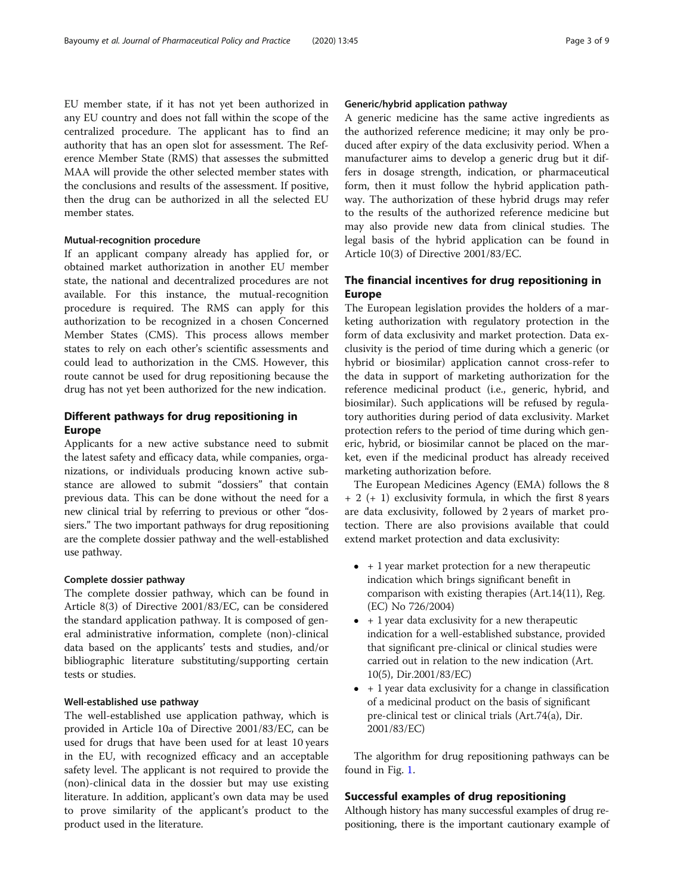EU member state, if it has not yet been authorized in any EU country and does not fall within the scope of the centralized procedure. The applicant has to find an authority that has an open slot for assessment. The Reference Member State (RMS) that assesses the submitted MAA will provide the other selected member states with the conclusions and results of the assessment. If positive, then the drug can be authorized in all the selected EU member states.

#### Mutual-recognition procedure

If an applicant company already has applied for, or obtained market authorization in another EU member state, the national and decentralized procedures are not available. For this instance, the mutual-recognition procedure is required. The RMS can apply for this authorization to be recognized in a chosen Concerned Member States (CMS). This process allows member states to rely on each other's scientific assessments and could lead to authorization in the CMS. However, this route cannot be used for drug repositioning because the drug has not yet been authorized for the new indication.

## Different pathways for drug repositioning in Europe

Applicants for a new active substance need to submit the latest safety and efficacy data, while companies, organizations, or individuals producing known active substance are allowed to submit "dossiers" that contain previous data. This can be done without the need for a new clinical trial by referring to previous or other "dossiers." The two important pathways for drug repositioning are the complete dossier pathway and the well-established use pathway.

#### Complete dossier pathway

The complete dossier pathway, which can be found in Article 8(3) of Directive 2001/83/EC, can be considered the standard application pathway. It is composed of general administrative information, complete (non)-clinical data based on the applicants' tests and studies, and/or bibliographic literature substituting/supporting certain tests or studies.

#### Well-established use pathway

The well-established use application pathway, which is provided in Article 10a of Directive 2001/83/EC, can be used for drugs that have been used for at least 10 years in the EU, with recognized efficacy and an acceptable safety level. The applicant is not required to provide the (non)-clinical data in the dossier but may use existing literature. In addition, applicant's own data may be used to prove similarity of the applicant's product to the product used in the literature.

#### Generic/hybrid application pathway

A generic medicine has the same active ingredients as the authorized reference medicine; it may only be produced after expiry of the data exclusivity period. When a manufacturer aims to develop a generic drug but it differs in dosage strength, indication, or pharmaceutical form, then it must follow the hybrid application pathway. The authorization of these hybrid drugs may refer to the results of the authorized reference medicine but may also provide new data from clinical studies. The legal basis of the hybrid application can be found in Article 10(3) of Directive 2001/83/EC.

## The financial incentives for drug repositioning in Europe

The European legislation provides the holders of a marketing authorization with regulatory protection in the form of data exclusivity and market protection. Data exclusivity is the period of time during which a generic (or hybrid or biosimilar) application cannot cross-refer to the data in support of marketing authorization for the reference medicinal product (i.e., generic, hybrid, and biosimilar). Such applications will be refused by regulatory authorities during period of data exclusivity. Market protection refers to the period of time during which generic, hybrid, or biosimilar cannot be placed on the market, even if the medicinal product has already received marketing authorization before.

The European Medicines Agency (EMA) follows the 8 + 2 (+ 1) exclusivity formula, in which the first 8 years are data exclusivity, followed by 2 years of market protection. There are also provisions available that could extend market protection and data exclusivity:

- + 1 year market protection for a new therapeutic indication which brings significant benefit in comparison with existing therapies (Art.14(11), Reg. (EC) No 726/2004)
- + 1 year data exclusivity for a new therapeutic indication for a well-established substance, provided that significant pre-clinical or clinical studies were carried out in relation to the new indication (Art. 10(5), Dir.2001/83/EC)
- + 1 year data exclusivity for a change in classification of a medicinal product on the basis of significant pre-clinical test or clinical trials (Art.74(a), Dir. 2001/83/EC)

The algorithm for drug repositioning pathways can be found in Fig. 1.

## Successful examples of drug repositioning

Although history has many successful examples of drug repositioning, there is the important cautionary example of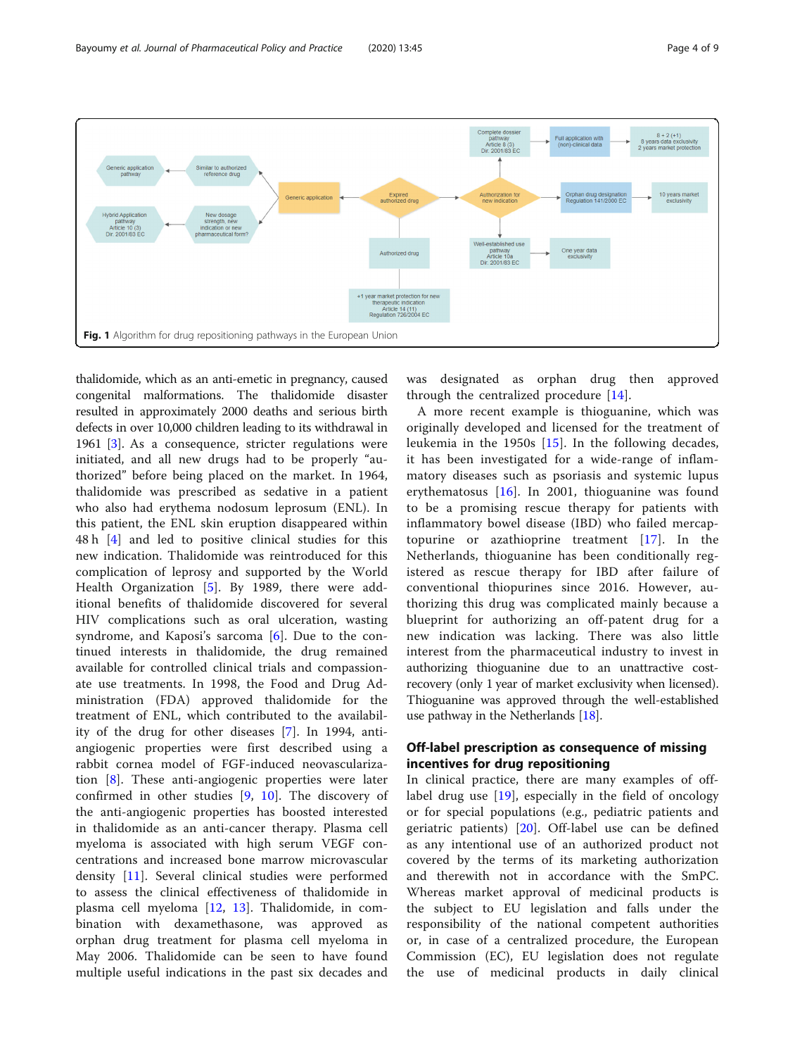Fig. 1 Algorithm for drug repositioning pathways in the European Union

thalidomide, which as an anti-emetic in pregnancy, caused congenital malformations. The thalidomide disaster resulted in approximately 2000 deaths and serious birth defects in over 10,000 children leading to its withdrawal in 1961 [3]. As a consequence, stricter regulations were initiated, and all new drugs had to be properly "authorized" before being placed on the market. In 1964, thalidomide was prescribed as sedative in a patient who also had erythema nodosum leprosum (ENL). In this patient, the ENL skin eruption disappeared within 48 h [4] and led to positive clinical studies for this new indication. Thalidomide was reintroduced for this complication of leprosy and supported by the World Health Organization [5]. By 1989, there were additional benefits of thalidomide discovered for several HIV complications such as oral ulceration, wasting syndrome, and Kaposi's sarcoma [6]. Due to the continued interests in thalidomide, the drug remained available for controlled clinical trials and compassionate use treatments. In 1998, the Food and Drug Administration (FDA) approved thalidomide for the treatment of ENL, which contributed to the availability of the drug for other diseases [7]. In 1994, anti-angiogenic properties were first described using a rabbit cornea model of FGF-induced neovascularization [8]. These anti-angiogenic properties were later confirmed in other studies [9, 10]. The discovery of the anti-angiogenic properties has boosted interested in thalidomide as an anti-cancer therapy. Plasma cell myeloma is associated with high serum VEGF concentrations and increased bone marrow microvascular density [11]. Several clinical studies were performed to assess the clinical effectiveness of thalidomide in plasma cell myeloma [12, 13]. Thalidomide, in combination with dexamethasone, was approved as orphan drug treatment for plasma cell myeloma in May 2006. Thalidomide can be seen to have found multiple useful indications in the past six decades and was designated as orphan drug then approved through the centralized procedure [14].

A more recent example is thioguanine, which was originally developed and licensed for the treatment of leukemia in the 1950s [15]. In the following decades, it has been investigated for a wide-range of inflammatory diseases such as psoriasis and systemic lupus erythematosus [16]. In 2001, thioguanine was found to be a promising rescue therapy for patients with inflammatory bowel disease (IBD) who failed mercaptopurine or azathioprine treatment [17]. In the Netherlands, thioguanine has been conditionally registered as rescue therapy for IBD after failure of conventional thiopurines since 2016. However, authorizing this drug was complicated mainly because a blueprint for authorizing an off-patent drug for a new indication was lacking. There was also little interest from the pharmaceutical industry to invest in authorizing thioguanine due to an unattractive cost-recovery (only 1 year of market exclusivity when licensed). Thioguanine was approved through the well-established use pathway in the Netherlands [18].

## Off-label prescription as consequence of missing incentives for drug repositioning

In clinical practice, there are many examples of off-label drug use [19], especially in the field of oncology or for special populations (e.g., pediatric patients and geriatric patients) [20]. Off-label use can be defined as any intentional use of an authorized product not covered by the terms of its marketing authorization and therewith not in accordance with the SmPC. Whereas market approval of medicinal products is the subject to EU legislation and falls under the responsibility of the national competent authorities or, in case of a centralized procedure, the European Commission (EC), EU legislation does not regulate the use of medicinal products in daily clinical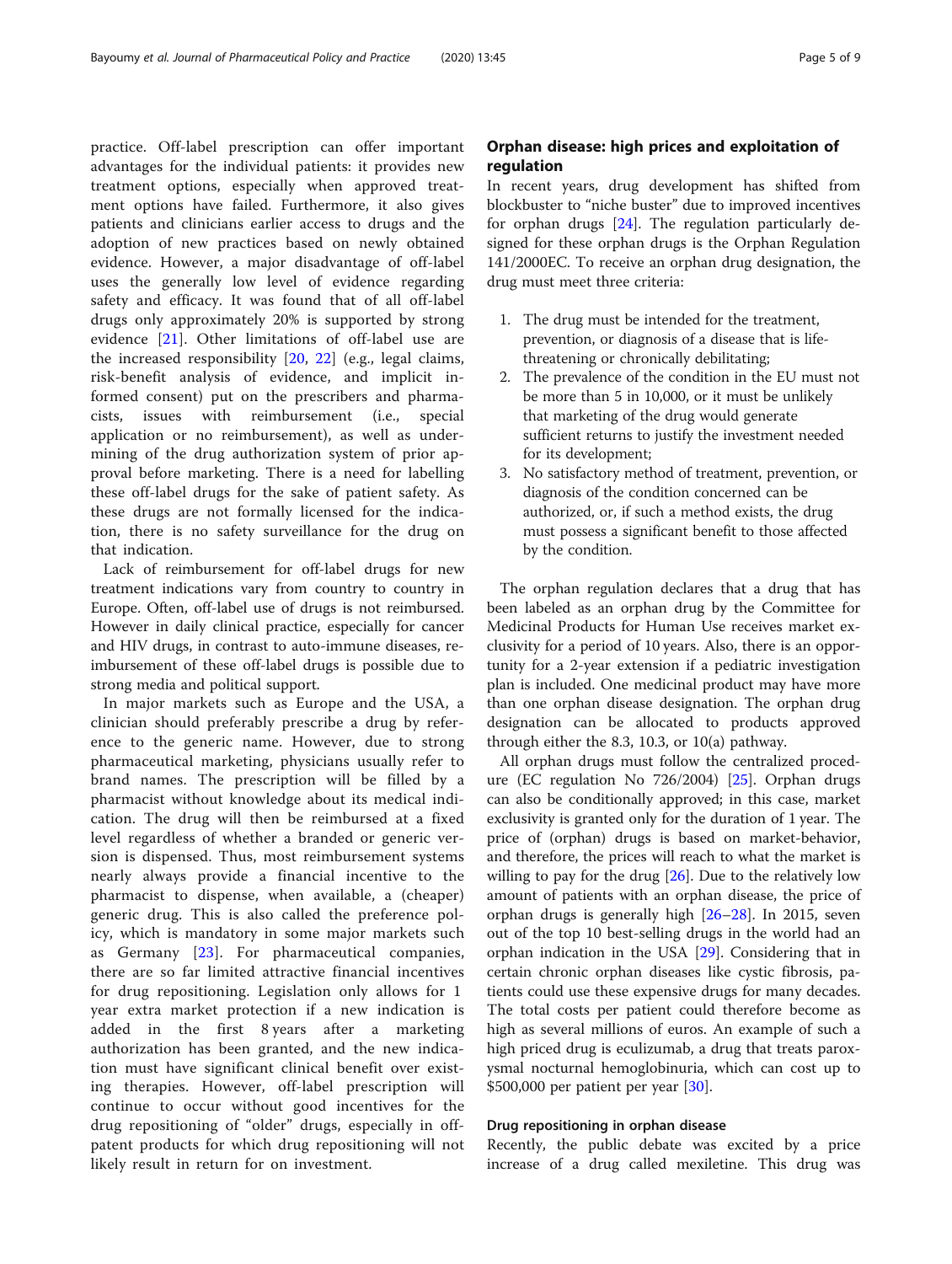practice. Off-label prescription can offer important advantages for the individual patients: it provides new treatment options, especially when approved treatment options have failed. Furthermore, it also gives patients and clinicians earlier access to drugs and the adoption of new practices based on newly obtained evidence. However, a major disadvantage of off-label uses the generally low level of evidence regarding safety and efficacy. It was found that of all off-label drugs only approximately 20% is supported by strong evidence [21]. Other limitations of off-label use are the increased responsibility [20, 22] (e.g., legal claims, risk-benefit analysis of evidence, and implicit informed consent) put on the prescribers and pharmacists, issues with reimbursement (i.e., special application or no reimbursement), as well as undermining of the drug authorization system of prior approval before marketing. There is a need for labelling these off-label drugs for the sake of patient safety. As these drugs are not formally licensed for the indication, there is no safety surveillance for the drug on that indication.

Lack of reimbursement for off-label drugs for new treatment indications vary from country to country in Europe. Often, off-label use of drugs is not reimbursed. However in daily clinical practice, especially for cancer and HIV drugs, in contrast to auto-immune diseases, reimbursement of these off-label drugs is possible due to strong media and political support.

In major markets such as Europe and the USA, a clinician should preferably prescribe a drug by reference to the generic name. However, due to strong pharmaceutical marketing, physicians usually refer to brand names. The prescription will be filled by a pharmacist without knowledge about its medical indication. The drug will then be reimbursed at a fixed level regardless of whether a branded or generic version is dispensed. Thus, most reimbursement systems nearly always provide a financial incentive to the pharmacist to dispense, when available, a (cheaper) generic drug. This is also called the preference policy, which is mandatory in some major markets such as Germany [23]. For pharmaceutical companies, there are so far limited attractive financial incentives for drug repositioning. Legislation only allows for 1 year extra market protection if a new indication is added in the first 8 years after a marketing authorization has been granted, and the new indication must have significant clinical benefit over existing therapies. However, off-label prescription will continue to occur without good incentives for the drug repositioning of "older" drugs, especially in off-patent products for which drug repositioning will not likely result in return for on investment.

## Orphan disease: high prices and exploitation of regulation

In recent years, drug development has shifted from blockbuster to "niche buster" due to improved incentives for orphan drugs [24]. The regulation particularly designed for these orphan drugs is the Orphan Regulation 141/2000EC. To receive an orphan drug designation, the drug must meet three criteria:

1. The drug must be intended for the treatment, prevention, or diagnosis of a disease that is life-threatening or chronically debilitating;
2. The prevalence of the condition in the EU must not be more than 5 in 10,000, or it must be unlikely that marketing of the drug would generate sufficient returns to justify the investment needed for its development;
3. No satisfactory method of treatment, prevention, or diagnosis of the condition concerned can be authorized, or, if such a method exists, the drug must possess a significant benefit to those affected by the condition.

The orphan regulation declares that a drug that has been labeled as an orphan drug by the Committee for Medicinal Products for Human Use receives market exclusivity for a period of 10 years. Also, there is an opportunity for a 2-year extension if a pediatric investigation plan is included. One medicinal product may have more than one orphan disease designation. The orphan drug designation can be allocated to products approved through either the 8.3, 10.3, or 10(a) pathway.

All orphan drugs must follow the centralized procedure (EC regulation No 726/2004) [25]. Orphan drugs can also be conditionally approved; in this case, market exclusivity is granted only for the duration of 1 year. The price of (orphan) drugs is based on market-behavior, and therefore, the prices will reach to what the market is willing to pay for the drug [26]. Due to the relatively low amount of patients with an orphan disease, the price of orphan drugs is generally high [26–28]. In 2015, seven out of the top 10 best-selling drugs in the world had an orphan indication in the USA [29]. Considering that in certain chronic orphan diseases like cystic fibrosis, patients could use these expensive drugs for many decades. The total costs per patient could therefore become as high as several millions of euros. An example of such a high priced drug is eculizumab, a drug that treats paroxysmal nocturnal hemoglobinuria, which can cost up to $500,000 per patient per year [30].

### Drug repositioning in orphan disease

Recently, the public debate was excited by a price increase of a drug called mexiletine. This drug was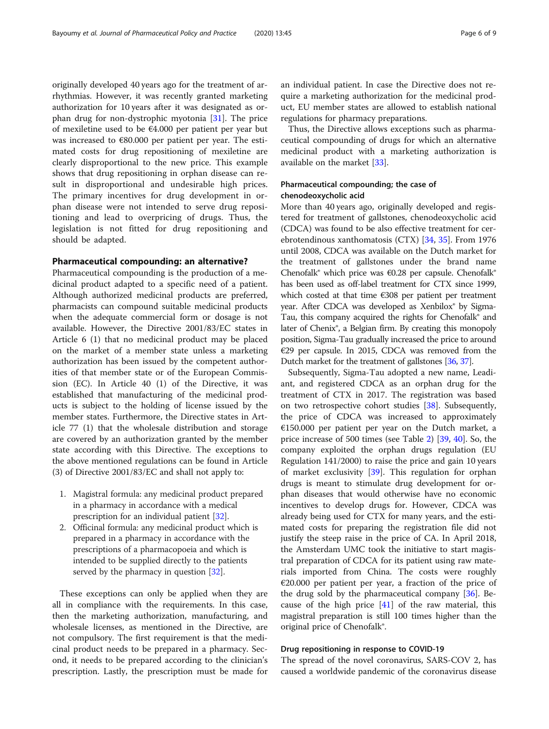originally developed 40 years ago for the treatment of arrhythmias. However, it was recently granted marketing authorization for 10 years after it was designated as orphan drug for non-dystrophic myotonia [31]. The price of mexiletine used to be €4.000 per patient per year but was increased to €80.000 per patient per year. The estimated costs for drug repositioning of mexiletine are clearly disproportional to the new price. This example shows that drug repositioning in orphan disease can result in disproportional and undesirable high prices. The primary incentives for drug development in orphan disease were not intended to serve drug repositioning and lead to overpricing of drugs. Thus, the legislation is not fitted for drug repositioning and should be adapted.

## Pharmaceutical compounding: an alternative?

Pharmaceutical compounding is the production of a medicinal product adapted to a specific need of a patient. Although authorized medicinal products are preferred, pharmacists can compound suitable medicinal products when the adequate commercial form or dosage is not available. However, the Directive 2001/83/EC states in Article 6 (1) that no medicinal product may be placed on the market of a member state unless a marketing authorization has been issued by the competent authorities of that member state or of the European Commission (EC). In Article 40 (1) of the Directive, it was established that manufacturing of the medicinal products is subject to the holding of license issued by the member states. Furthermore, the Directive states in Article 77 (1) that the wholesale distribution and storage are covered by an authorization granted by the member state according with this Directive. The exceptions to the above mentioned regulations can be found in Article (3) of Directive 2001/83/EC and shall not apply to:

1. Magistral formula: any medicinal product prepared in a pharmacy in accordance with a medical prescription for an individual patient [32].
2. Officinal formula: any medicinal product which is prepared in a pharmacy in accordance with the prescriptions of a pharmacopoeia and which is intended to be supplied directly to the patients served by the pharmacy in question [32].

These exceptions can only be applied when they are all in compliance with the requirements. In this case, then the marketing authorization, manufacturing, and wholesale licenses, as mentioned in the Directive, are not compulsory. The first requirement is that the medicinal product needs to be prepared in a pharmacy. Second, it needs to be prepared according to the clinician's prescription. Lastly, the prescription must be made for an individual patient. In case the Directive does not require a marketing authorization for the medicinal product, EU member states are allowed to establish national regulations for pharmacy preparations.

Thus, the Directive allows exceptions such as pharmaceutical compounding of drugs for which an alternative medicinal product with a marketing authorization is available on the market [33].

### Pharmaceutical compounding; the case of chenodeoxycholic acid

More than 40 years ago, originally developed and registered for treatment of gallstones, chenodeoxycholic acid (CDCA) was found to be also effective treatment for cerebrotendinous xanthomatosis (CTX) [34, 35]. From 1976 until 2008, CDCA was available on the Dutch market for the treatment of gallstones under the brand name Chenofalk® which price was €0.28 per capsule. Chenofalk® has been used as off-label treatment for CTX since 1999, which costed at that time €308 per patient per treatment year. After CDCA was developed as Xenbilox® by Sigma-Tau, this company acquired the rights for Chenofalk® and later of Chenix®, a Belgian firm. By creating this monopoly position, Sigma-Tau gradually increased the price to around €29 per capsule. In 2015, CDCA was removed from the Dutch market for the treatment of gallstones [36, 37].

Subsequently, Sigma-Tau adopted a new name, Leadiant, and registered CDCA as an orphan drug for the treatment of CTX in 2017. The registration was based on two retrospective cohort studies [38]. Subsequently, the price of CDCA was increased to approximately €150.000 per patient per year on the Dutch market, a price increase of 500 times (see Table 2) [39, 40]. So, the company exploited the orphan drugs regulation (EU Regulation 141/2000) to raise the price and gain 10 years of market exclusivity [39]. This regulation for orphan drugs is meant to stimulate drug development for orphan diseases that would otherwise have no economic incentives to develop drugs for. However, CDCA was already being used for CTX for many years, and the estimated costs for preparing the registration file did not justify the steep raise in the price of CA. In April 2018, the Amsterdam UMC took the initiative to start magistral preparation of CDCA for its patient using raw materials imported from China. The costs were roughly €20.000 per patient per year, a fraction of the price of the drug sold by the pharmaceutical company [36]. Because of the high price [41] of the raw material, this magistral preparation is still 100 times higher than the original price of Chenofalk®.

### Drug repositioning in response to COVID-19

The spread of the novel coronavirus, SARS-COV 2, has caused a worldwide pandemic of the coronavirus disease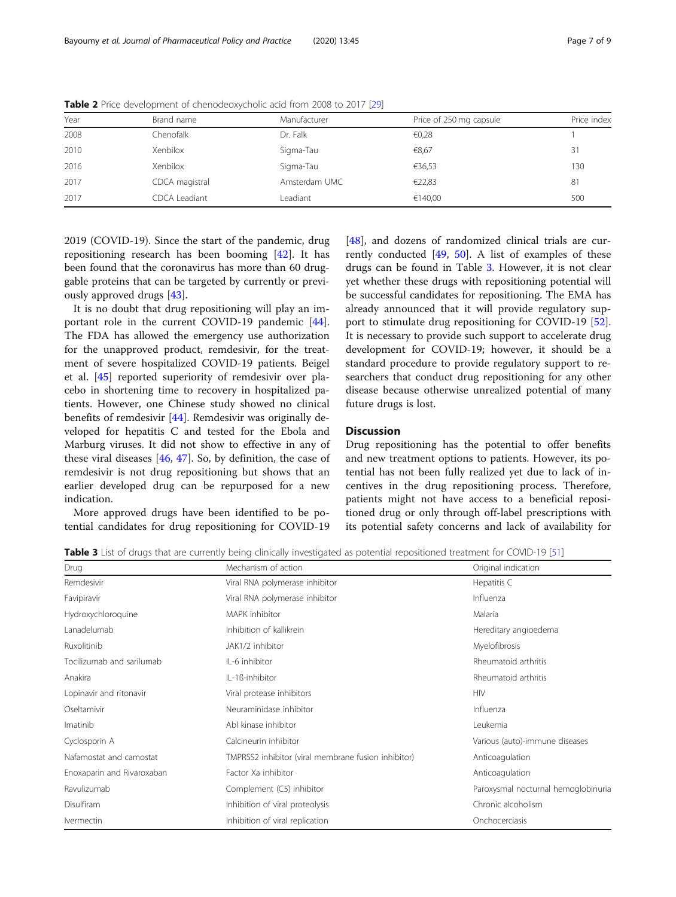**Table 2** Price development of chenodeoxycholic acid from 2008 to 2017 [29]

| Year | Brand name | Manufacturer | Price of 250 mg capsule | Price index |
|---|---|---|---|---|
| 2008 | Chenofalk | Dr. Falk | €0,28 | 1 |
| 2010 | Xenbilox | Sigma-Tau | €8,67 | 31 |
| 2016 | Xenbilox | Sigma-Tau | €36,53 | 130 |
| 2017 | CDCA magistral | Amsterdam UMC | €22,83 | 81 |
| 2017 | CDCA Leadiant | Leadiant | €140,00 | 500 |

2019 (COVID-19). Since the start of the pandemic, drug repositioning research has been booming [42]. It has been found that the coronavirus has more than 60 druggable proteins that can be targeted by currently or previously approved drugs [43].

It is no doubt that drug repositioning will play an important role in the current COVID-19 pandemic [44]. The FDA has allowed the emergency use authorization for the unapproved product, remdesivir, for the treatment of severe hospitalized COVID-19 patients. Beigel et al. [45] reported superiority of remdesivir over placebo in shortening time to recovery in hospitalized patients. However, one Chinese study showed no clinical benefits of remdesivir [44]. Remdesivir was originally developed for hepatitis C and tested for the Ebola and Marburg viruses. It did not show to effective in any of these viral diseases [46, 47]. So, by definition, the case of remdesivir is not drug repositioning but shows that an earlier developed drug can be repurposed for a new indication.

More approved drugs have been identified to be potential candidates for drug repositioning for COVID-19 [48], and dozens of randomized clinical trials are currently conducted [49, 50]. A list of examples of these drugs can be found in Table 3. However, it is not clear yet whether these drugs with repositioning potential will be successful candidates for repositioning. The EMA has already announced that it will provide regulatory support to stimulate drug repositioning for COVID-19 [52]. It is necessary to provide such support to accelerate drug development for COVID-19; however, it should be a standard procedure to provide regulatory support to researchers that conduct drug repositioning for any other disease because otherwise unrealized potential of many future drugs is lost.

## Discussion

Drug repositioning has the potential to offer benefits and new treatment options to patients. However, its potential has not been fully realized yet due to lack of incentives in the drug repositioning process. Therefore, patients might not have access to a beneficial repositioned drug or only through off-label prescriptions with its potential safety concerns and lack of availability for

**Table 3** List of drugs that are currently being clinically investigated as potential repositioned treatment for COVID-19 [51]

| Drug | Mechanism of action | Original indication |
|---|---|---|
| Remdesivir | Viral RNA polymerase inhibitor | Hepatitis C |
| Favipiravir | Viral RNA polymerase inhibitor | Influenza |
| Hydroxychloroquine | MAPK inhibitor | Malaria |
| Lanadelumab | Inhibition of kallikrein | Hereditary angioedema |
| Ruxolitinib | JAK1/2 inhibitor | Myelofibrosis |
| Tocilizumab and sarilumab | IL-6 inhibitor | Rheumatoid arthritis |
| Anakira | IL-1ß-inhibitor | Rheumatoid arthritis |
| Lopinavir and ritonavir | Viral protease inhibitors | HIV |
| Oseltamivir | Neuraminidase inhibitor | Influenza |
| Imatinib | Abl kinase inhibitor | Leukemia |
| Cyclosporin A | Calcineurin inhibitor | Various (auto)-immune diseases |
| Nafamostat and camostat | TMPRSS2 inhibitor (viral membrane fusion inhibitor) | Anticoagulation |
| Enoxaparin and Rivaroxaban | Factor Xa inhibitor | Anticoagulation |
| Ravulizumab | Complement (C5) inhibitor | Paroxysmal nocturnal hemoglobinuria |
| Disulfiram | Inhibition of viral proteolysis | Chronic alcoholism |
| Ivermectin | Inhibition of viral replication | Onchocerciasis |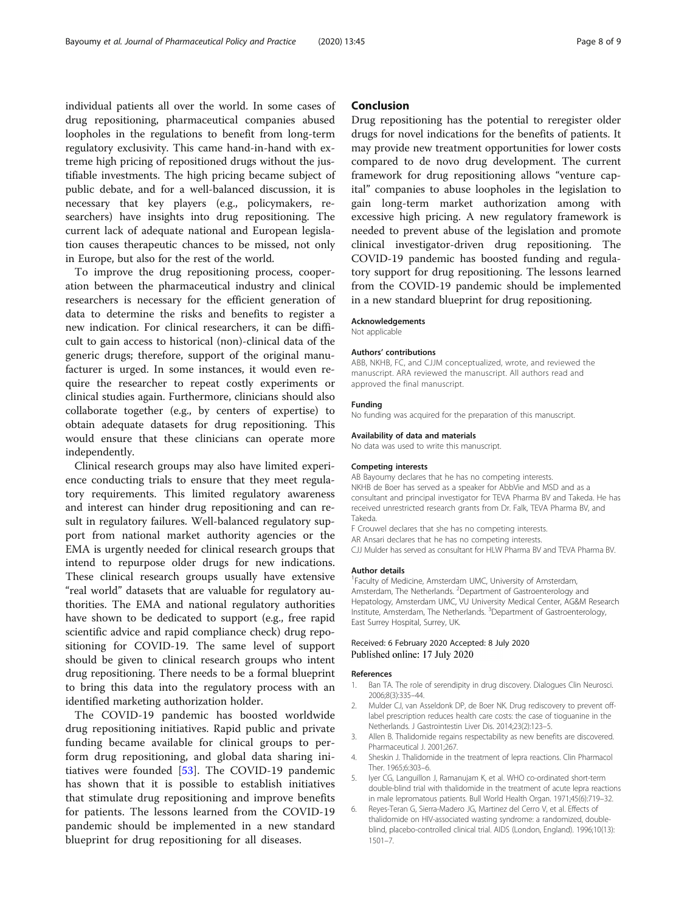individual patients all over the world. In some cases of drug repositioning, pharmaceutical companies abused loopholes in the regulations to benefit from long-term regulatory exclusivity. This came hand-in-hand with extreme high pricing of repositioned drugs without the justifiable investments. The high pricing became subject of public debate, and for a well-balanced discussion, it is necessary that key players (e.g., policymakers, researchers) have insights into drug repositioning. The current lack of adequate national and European legislation causes therapeutic chances to be missed, not only in Europe, but also for the rest of the world.

To improve the drug repositioning process, cooperation between the pharmaceutical industry and clinical researchers is necessary for the efficient generation of data to determine the risks and benefits to register a new indication. For clinical researchers, it can be difficult to gain access to historical (non)-clinical data of the generic drugs; therefore, support of the original manufacturer is urged. In some instances, it would even require the researcher to repeat costly experiments or clinical studies again. Furthermore, clinicians should also collaborate together (e.g., by centers of expertise) to obtain adequate datasets for drug repositioning. This would ensure that these clinicians can operate more independently.

Clinical research groups may also have limited experience conducting trials to ensure that they meet regulatory requirements. This limited regulatory awareness and interest can hinder drug repositioning and can result in regulatory failures. Well-balanced regulatory support from national market authority agencies or the EMA is urgently needed for clinical research groups that intend to repurpose older drugs for new indications. These clinical research groups usually have extensive "real world" datasets that are valuable for regulatory authorities. The EMA and national regulatory authorities have shown to be dedicated to support (e.g., free rapid scientific advice and rapid compliance check) drug repositioning for COVID-19. The same level of support should be given to clinical research groups who intent drug repositioning. There needs to be a formal blueprint to bring this data into the regulatory process with an identified marketing authorization holder.

The COVID-19 pandemic has boosted worldwide drug repositioning initiatives. Rapid public and private funding became available for clinical groups to perform drug repositioning, and global data sharing initiatives were founded [53]. The COVID-19 pandemic has shown that it is possible to establish initiatives that stimulate drug repositioning and improve benefits for patients. The lessons learned from the COVID-19 pandemic should be implemented in a new standard blueprint for drug repositioning for all diseases.

## Conclusion

Drug repositioning has the potential to reregister older drugs for novel indications for the benefits of patients. It may provide new treatment opportunities for lower costs compared to de novo drug development. The current framework for drug repositioning allows "venture capital" companies to abuse loopholes in the legislation to gain long-term market authorization among with excessive high pricing. A new regulatory framework is needed to prevent abuse of the legislation and promote clinical investigator-driven drug repositioning. The COVID-19 pandemic has boosted funding and regulatory support for drug repositioning. The lessons learned from the COVID-19 pandemic should be implemented in a new standard blueprint for drug repositioning.

#### Acknowledgements

Not applicable

#### Authors' contributions

ABB, NKHB, FC, and CJJM conceptualized, wrote, and reviewed the manuscript. ARA reviewed the manuscript. All authors read and approved the final manuscript.

#### Funding

No funding was acquired for the preparation of this manuscript.

#### Availability of data and materials

No data was used to write this manuscript.

#### Competing interests

AB Bayoumy declares that he has no competing interests.
NKHB de Boer has served as a speaker for AbbVie and MSD and as a consultant and principal investigator for TEVA Pharma BV and Takeda. He has received unrestricted research grants from Dr. Falk, TEVA Pharma BV, and Takeda.
F Crouwel declares that she has no competing interests.
AR Ansari declares that he has no competing interests.
CJJ Mulder has served as consultant for HLW Pharma BV and TEVA Pharma BV.

#### Author details

[1]Faculty of Medicine, Amsterdam UMC, University of Amsterdam, Amsterdam, The Netherlands. [2]Department of Gastroenterology and Hepatology, Amsterdam UMC, VU University Medical Center, AG&M Research Institute, Amsterdam, The Netherlands. [3]Department of Gastroenterology, East Surrey Hospital, Surrey, UK.

Received: 6 February 2020 Accepted: 8 July 2020
Published online: 17 July 2020

#### References

1. Ban TA. The role of serendipity in drug discovery. Dialogues Clin Neurosci. 2006;8(3):335–44.
2. Mulder CJ, van Asseldonk DP, de Boer NK. Drug rediscovery to prevent off-label prescription reduces health care costs: the case of tioguanine in the Netherlands. J Gastrointestin Liver Dis. 2014;23(2):123–5.
3. Allen B. Thalidomide regains respectability as new benefits are discovered. Pharmaceutical J. 2001;267.
4. Sheskin J. Thalidomide in the treatment of lepra reactions. Clin Pharmacol Ther. 1965;6:303–6.
5. Iyer CG, Languillon J, Ramanujam K, et al. WHO co-ordinated short-term double-blind trial with thalidomide in the treatment of acute lepra reactions in male lepromatous patients. Bull World Health Organ. 1971;45(6):719–32.
6. Reyes-Teran G, Sierra-Madero JG, Martinez del Cerro V, et al. Effects of thalidomide on HIV-associated wasting syndrome: a randomized, double-blind, placebo-controlled clinical trial. AIDS (London, England). 1996;10(13):1501–7.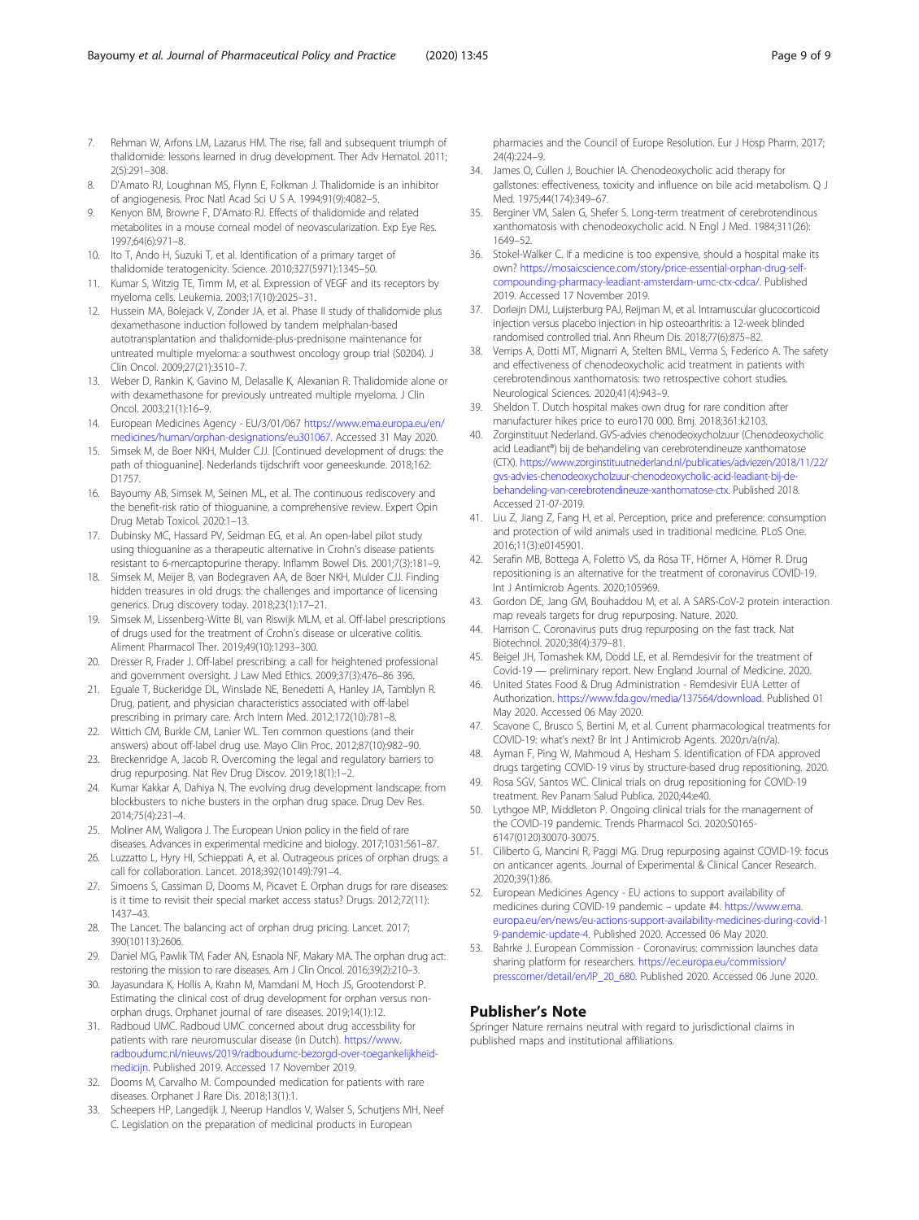7. Rehman W, Arfons LM, Lazarus HM. The rise, fall and subsequent triumph of thalidomide: lessons learned in drug development. Ther Adv Hematol. 2011; 2(5):291–308.
8. D'Amato RJ, Loughnan MS, Flynn E, Folkman J. Thalidomide is an inhibitor of angiogenesis. Proc Natl Acad Sci U S A. 1994;91(9):4082–5.
9. Kenyon BM, Browne F, D'Amato RJ. Effects of thalidomide and related metabolites in a mouse corneal model of neovascularization. Exp Eye Res. 1997;64(6):971–8.
10. Ito T, Ando H, Suzuki T, et al. Identification of a primary target of thalidomide teratogenicity. Science. 2010;327(5971):1345–50.
11. Kumar S, Witzig TE, Timm M, et al. Expression of VEGF and its receptors by myeloma cells. Leukemia. 2003;17(10):2025–31.
12. Hussein MA, Bolejack V, Zonder JA, et al. Phase II study of thalidomide plus dexamethasone induction followed by tandem melphalan-based autotransplantation and thalidomide-plus-prednisone maintenance for untreated multiple myeloma: a southwest oncology group trial (S0204). J Clin Oncol. 2009;27(21):3510–7.
13. Weber D, Rankin K, Gavino M, Delasalle K, Alexanian R. Thalidomide alone or with dexamethasone for previously untreated multiple myeloma. J Clin Oncol. 2003;21(1):16–9.
14. European Medicines Agency - EU/3/01/067 https://www.ema.europa.eu/en/medicines/human/orphan-designations/eu301067. Accessed 31 May 2020.
15. Simsek M, de Boer NKH, Mulder CJJ. [Continued development of drugs: the path of thioguanine]. Nederlands tijdschrift voor geneeskunde. 2018;162: D1757.
16. Bayoumy AB, Simsek M, Seinen ML, et al. The continuous rediscovery and the benefit-risk ratio of thioguanine, a comprehensive review. Expert Opin Drug Metab Toxicol. 2020:1–13.
17. Dubinsky MC, Hassard PV, Seidman EG, et al. An open-label pilot study using thioguanine as a therapeutic alternative in Crohn's disease patients resistant to 6-mercaptopurine therapy. Inflamm Bowel Dis. 2001;7(3):181–9.
18. Simsek M, Meijer B, van Bodegraven AA, de Boer NKH, Mulder CJJ. Finding hidden treasures in old drugs: the challenges and importance of licensing generics. Drug discovery today. 2018;23(1):17–21.
19. Simsek M, Lissenberg-Witte BI, van Riswijk MLM, et al. Off-label prescriptions of drugs used for the treatment of Crohn's disease or ulcerative colitis. Aliment Pharmacol Ther. 2019;49(10):1293–300.
20. Dresser R, Frader J. Off-label prescribing: a call for heightened professional and government oversight. J Law Med Ethics. 2009;37(3):476–86 396.
21. Eguale T, Buckeridge DL, Winslade NE, Benedetti A, Hanley JA, Tamblyn R. Drug, patient, and physician characteristics associated with off-label prescribing in primary care. Arch Intern Med. 2012;172(10):781–8.
22. Wittich CM, Burkle CM, Lanier WL. Ten common questions (and their answers) about off-label drug use. Mayo Clin Proc. 2012;87(10):982–90.
23. Breckenridge A, Jacob R. Overcoming the legal and regulatory barriers to drug repurposing. Nat Rev Drug Discov. 2019;18(1):1–2.
24. Kumar Kakkar A, Dahiya N. The evolving drug development landscape: from blockbusters to niche busters in the orphan drug space. Drug Dev Res. 2014;75(4):231–4.
25. Moliner AM, Waligora J. The European Union policy in the field of rare diseases. Advances in experimental medicine and biology. 2017;1031:561–87.
26. Luzzatto L, Hyry HI, Schieppati A, et al. Outrageous prices of orphan drugs: a call for collaboration. Lancet. 2018;392(10149):791–4.
27. Simoens S, Cassiman D, Dooms M, Picavet E. Orphan drugs for rare diseases: is it time to revisit their special market access status? Drugs. 2012;72(11): 1437–43.
28. The Lancet. The balancing act of orphan drug pricing. Lancet. 2017; 390(10113):2606.
29. Daniel MG, Pawlik TM, Fader AN, Esnaola NF, Makary MA. The orphan drug act: restoring the mission to rare diseases. Am J Clin Oncol. 2016;39(2):210–3.
30. Jayasundara K, Hollis A, Krahn M, Mamdani M, Hoch JS, Grootendorst P. Estimating the clinical cost of drug development for orphan versus non-orphan drugs. Orphanet journal of rare diseases. 2019;14(1):12.
31. Radboud UMC. Radboud UMC concerned about drug accessbility for patients with rare neuromuscular disease (in Dutch). https://www.radboudumc.nl/nieuws/2019/radboudumc-bezorgd-over-toegankelijkheid-medicijn. Published 2019. Accessed 17 November 2019.
32. Dooms M, Carvalho M. Compounded medication for patients with rare diseases. Orphanet J Rare Dis. 2018;13(1):1.
33. Scheepers HP, Langedijk J, Neerup Handlos V, Walser S, Schutjens MH, Neef C. Legislation on the preparation of medicinal products in European pharmacies and the Council of Europe Resolution. Eur J Hosp Pharm. 2017; 24(4):224–9.
34. James O, Cullen J, Bouchier IA. Chenodeoxycholic acid therapy for gallstones: effectiveness, toxicity and influence on bile acid metabolism. Q J Med. 1975;44(174):349–67.
35. Berginer VM, Salen G, Shefer S. Long-term treatment of cerebrotendinous xanthomatosis with chenodeoxycholic acid. N Engl J Med. 1984;311(26): 1649–52.
36. Stokel-Walker C. If a medicine is too expensive, should a hospital make its own? https://mosaicscience.com/story/price-essential-orphan-drug-self-compounding-pharmacy-leadiant-amsterdam-umc-ctx-cdca/. Published 2019. Accessed 17 November 2019.
37. Dorleijn DMJ, Luijsterburg PAJ, Reijman M, et al. Intramuscular glucocorticoid injection versus placebo injection in hip osteoarthritis: a 12-week blinded randomised controlled trial. Ann Rheum Dis. 2018;77(6):875–82.
38. Verrips A, Dotti MT, Mignarri A, Stelten BML, Verma S, Federico A. The safety and effectiveness of chenodeoxycholic acid treatment in patients with cerebrotendinous xanthomatosis: two retrospective cohort studies. Neurological Sciences. 2020;41(4):943–9.
39. Sheldon T. Dutch hospital makes own drug for rare condition after manufacturer hikes price to euro170 000. Bmj. 2018;361:k2103.
40. Zorginstituut Nederland. GVS-advies chenodeoxycholzuur (Chenodeoxycholic acid Leadiant®) bij de behandeling van cerebrotendineuze xanthomatose (CTX). https://www.zorginstituutnederland.nl/publicaties/adviezen/2018/11/22/gvs-advies-chenodeoxycholzuur-chenodeoxycholic-acid-leadiant-bij-de-behandeling-van-cerebrotendineuze-xanthomatose-ctx. Published 2018. Accessed 21-07-2019.
41. Liu Z, Jiang Z, Fang H, et al. Perception, price and preference: consumption and protection of wild animals used in traditional medicine. PLoS One. 2016;11(3):e0145901.
42. Serafin MB, Bottega A, Foletto VS, da Rosa TF, Hörner A, Hörner R. Drug repositioning is an alternative for the treatment of coronavirus COVID-19. Int J Antimicrob Agents. 2020;105969.
43. Gordon DE, Jang GM, Bouhaddou M, et al. A SARS-CoV-2 protein interaction map reveals targets for drug repurposing. Nature. 2020.
44. Harrison C. Coronavirus puts drug repurposing on the fast track. Nat Biotechnol. 2020;38(4):379–81.
45. Beigel JH, Tomashek KM, Dodd LE, et al. Remdesivir for the treatment of Covid-19 — preliminary report. New England Journal of Medicine. 2020.
46. United States Food & Drug Administration - Remdesivir EUA Letter of Authorization. https://www.fda.gov/media/137564/download. Published 01 May 2020. Accessed 06 May 2020.
47. Scavone C, Brusco S, Bertini M, et al. Current pharmacological treatments for COVID-19: what's next? Br Int J Antimicrob Agents. 2020;n/a(n/a).
48. Ayman F, Ping W, Mahmoud A, Hesham S. Identification of FDA approved drugs targeting COVID-19 virus by structure-based drug repositioning. 2020.
49. Rosa SGV, Santos WC. Clinical trials on drug repositioning for COVID-19 treatment. Rev Panam Salud Publica. 2020;44:e40.
50. Lythgoe MP, Middleton P. Ongoing clinical trials for the management of the COVID-19 pandemic. Trends Pharmacol Sci. 2020:S0165-6147(0120)30070-30075.
51. Ciliberto G, Mancini R, Paggi MG. Drug repurposing against COVID-19: focus on anticancer agents. Journal of Experimental & Clinical Cancer Research. 2020;39(1):86.
52. European Medicines Agency - EU actions to support availability of medicines during COVID-19 pandemic – update #4. https://www.ema.europa.eu/en/news/eu-actions-support-availability-medicines-during-covid-19-pandemic-update-4. Published 2020. Accessed 06 May 2020.
53. Bahrke J. European Commission - Coronavirus: commission launches data sharing platform for researchers. https://ec.europa.eu/commission/presscorner/detail/en/IP_20_680. Published 2020. Accessed 06 June 2020.

## Publisher's Note

Springer Nature remains neutral with regard to jurisdictional claims in published maps and institutional affiliations.